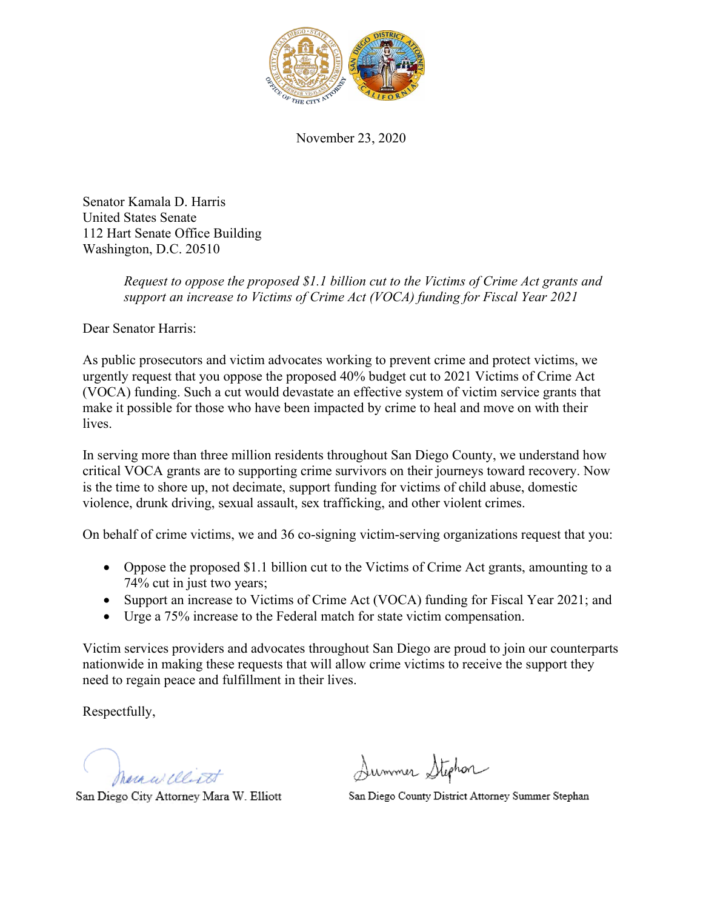November 23, 2020

Senator Kamala D. Harris
United States Senate
112 Hart Senate Office Building
Washington, D.C. 20510

*Request to oppose the proposed $1.1 billion cut to the Victims of Crime Act grants and support an increase to Victims of Crime Act (VOCA) funding for Fiscal Year 2021*

Dear Senator Harris:

As public prosecutors and victim advocates working to prevent crime and protect victims, we urgently request that you oppose the proposed 40% budget cut to 2021 Victims of Crime Act (VOCA) funding. Such a cut would devastate an effective system of victim service grants that make it possible for those who have been impacted by crime to heal and move on with their lives.

In serving more than three million residents throughout San Diego County, we understand how critical VOCA grants are to supporting crime survivors on their journeys toward recovery. Now is the time to shore up, not decimate, support funding for victims of child abuse, domestic violence, drunk driving, sexual assault, sex trafficking, and other violent crimes.

On behalf of crime victims, we and 36 co-signing victim-serving organizations request that you:

- Oppose the proposed $1.1 billion cut to the Victims of Crime Act grants, amounting to a 74% cut in just two years;
- Support an increase to Victims of Crime Act (VOCA) funding for Fiscal Year 2021; and
- Urge a 75% increase to the Federal match for state victim compensation.

Victim services providers and advocates throughout San Diego are proud to join our counterparts nationwide in making these requests that will allow crime victims to receive the support they need to regain peace and fulfillment in their lives.

Respectfully,

San Diego City Attorney Mara W. Elliott

San Diego County District Attorney Summer Stephan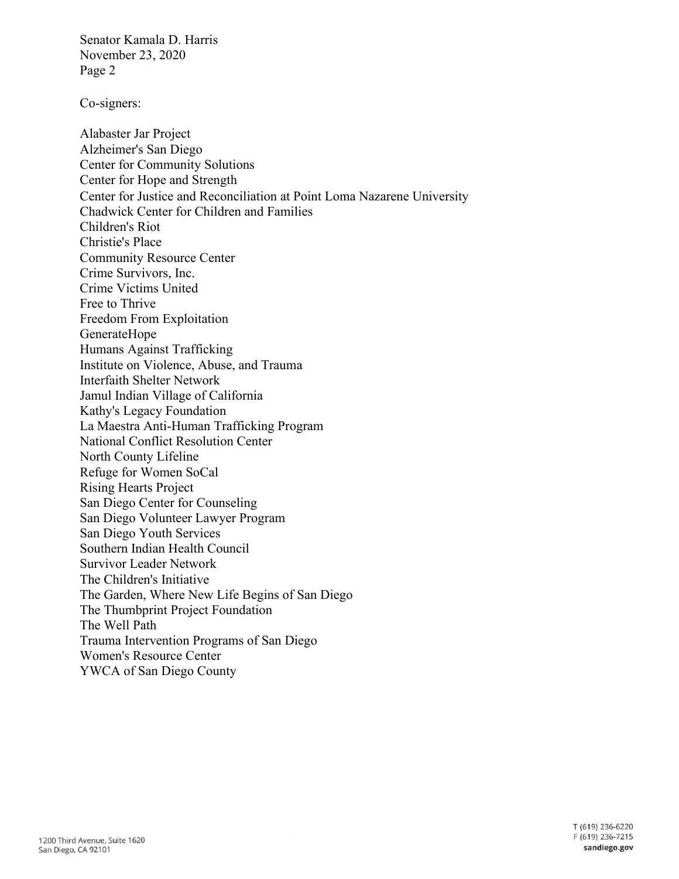Co-signers:

Alabaster Jar Project
Alzheimer's San Diego
Center for Community Solutions
Center for Hope and Strength
Center for Justice and Reconciliation at Point Loma Nazarene University
Chadwick Center for Children and Families
Children's Riot
Christie's Place
Community Resource Center
Crime Survivors, Inc.
Crime Victims United
Free to Thrive
Freedom From Exploitation
GenerateHope
Humans Against Trafficking
Institute on Violence, Abuse, and Trauma
Interfaith Shelter Network
Jamul Indian Village of California
Kathy's Legacy Foundation
La Maestra Anti-Human Trafficking Program
National Conflict Resolution Center
North County Lifeline
Refuge for Women SoCal
Rising Hearts Project
San Diego Center for Counseling
San Diego Volunteer Lawyer Program
San Diego Youth Services
Southern Indian Health Council
Survivor Leader Network
The Children's Initiative
The Garden, Where New Life Begins of San Diego
The Thumbprint Project Foundation
The Well Path
Trauma Intervention Programs of San Diego
Women's Resource Center
YWCA of San Diego County